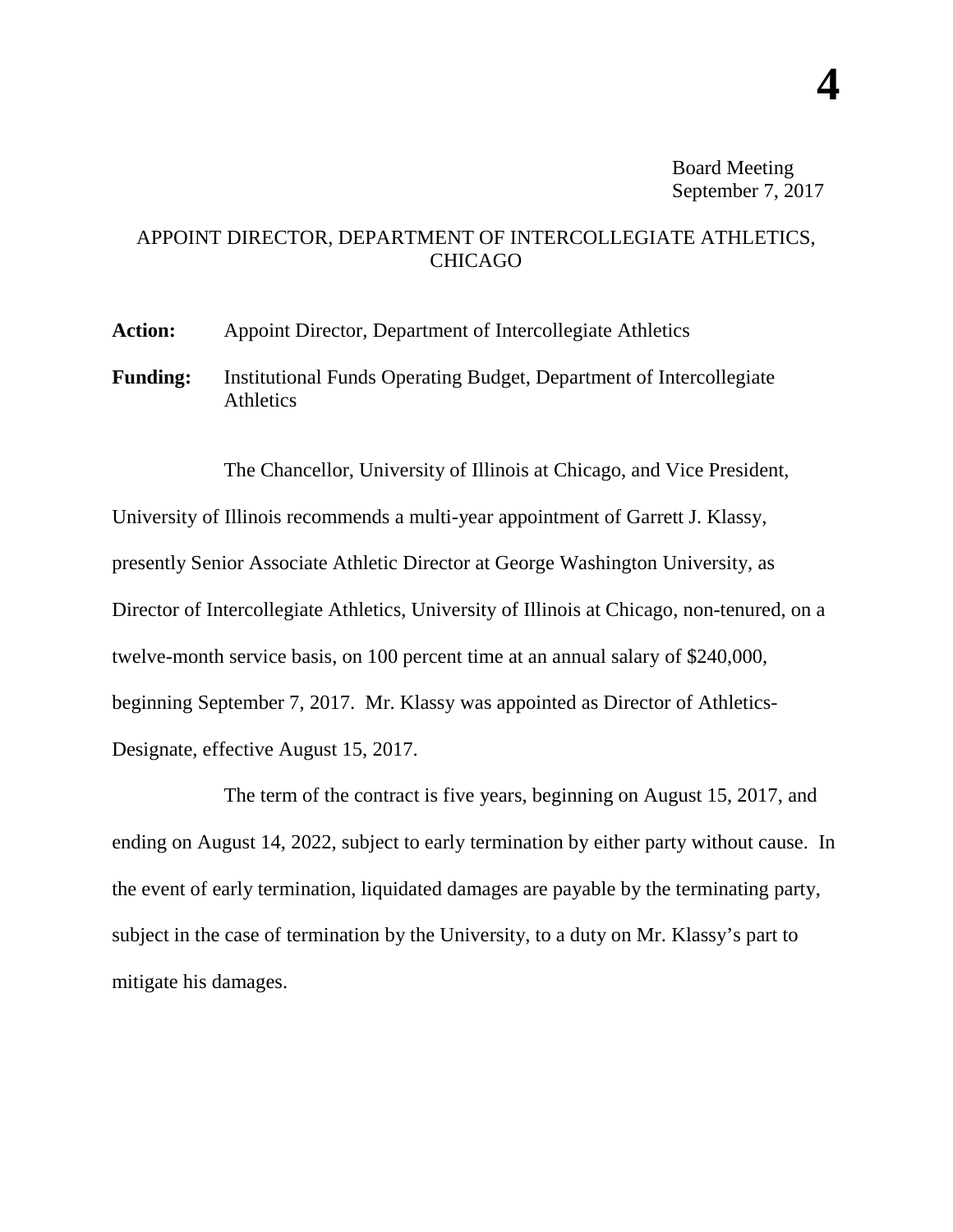**4**

Board Meeting
September 7, 2017

## APPOINT DIRECTOR, DEPARTMENT OF INTERCOLLEGIATE ATHLETICS, CHICAGO

**Action:** Appoint Director, Department of Intercollegiate Athletics

**Funding:** Institutional Funds Operating Budget, Department of Intercollegiate Athletics

The Chancellor, University of Illinois at Chicago, and Vice President, University of Illinois recommends a multi-year appointment of Garrett J. Klassy, presently Senior Associate Athletic Director at George Washington University, as Director of Intercollegiate Athletics, University of Illinois at Chicago, non-tenured, on a twelve-month service basis, on 100 percent time at an annual salary of $240,000, beginning September 7, 2017. Mr. Klassy was appointed as Director of Athletics-Designate, effective August 15, 2017.

The term of the contract is five years, beginning on August 15, 2017, and ending on August 14, 2022, subject to early termination by either party without cause. In the event of early termination, liquidated damages are payable by the terminating party, subject in the case of termination by the University, to a duty on Mr. Klassy's part to mitigate his damages.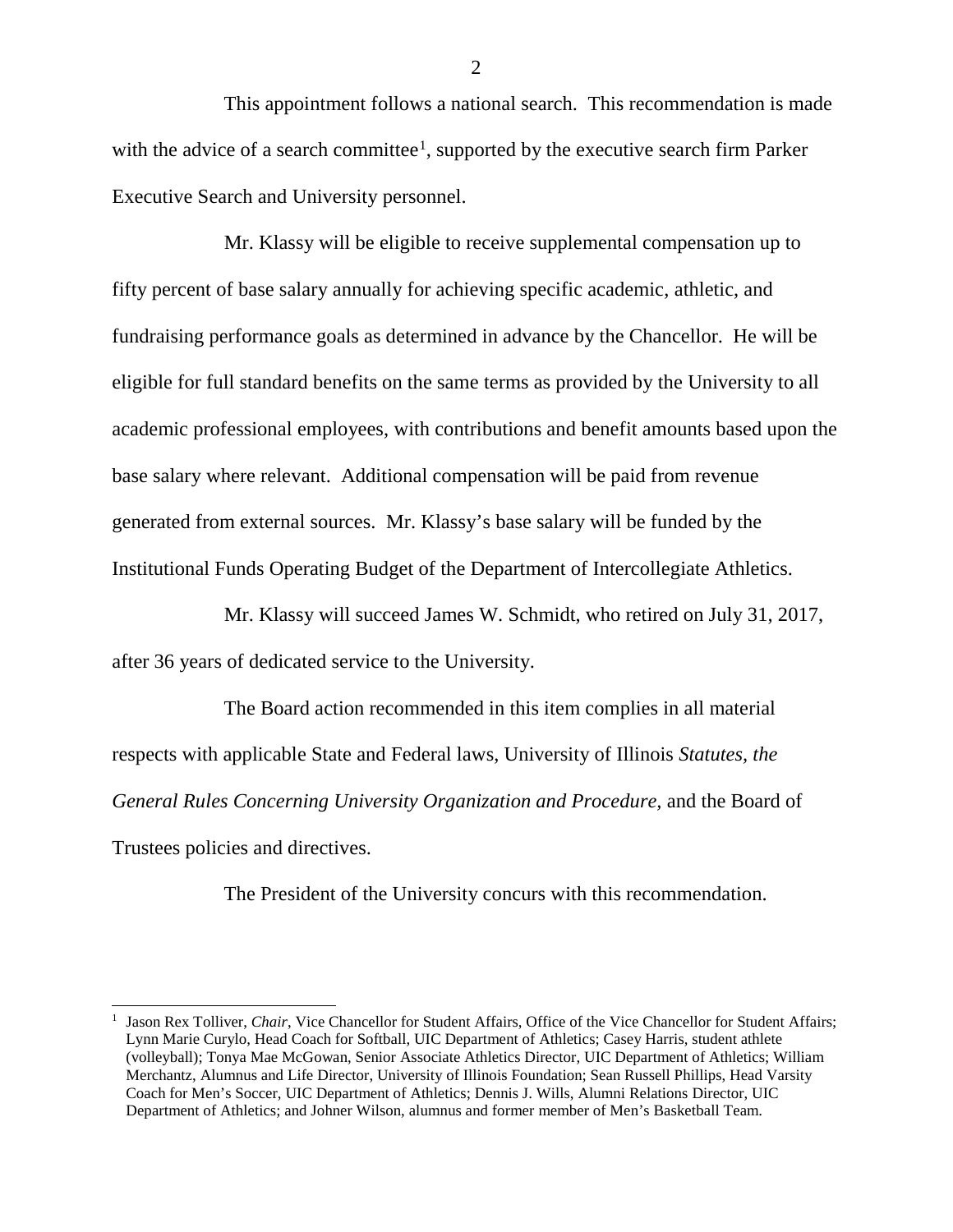This appointment follows a national search. This recommendation is made with the advice of a search committee[1], supported by the executive search firm Parker Executive Search and University personnel.

Mr. Klassy will be eligible to receive supplemental compensation up to fifty percent of base salary annually for achieving specific academic, athletic, and fundraising performance goals as determined in advance by the Chancellor. He will be eligible for full standard benefits on the same terms as provided by the University to all academic professional employees, with contributions and benefit amounts based upon the base salary where relevant. Additional compensation will be paid from revenue generated from external sources. Mr. Klassy's base salary will be funded by the Institutional Funds Operating Budget of the Department of Intercollegiate Athletics.

Mr. Klassy will succeed James W. Schmidt, who retired on July 31, 2017, after 36 years of dedicated service to the University.

The Board action recommended in this item complies in all material respects with applicable State and Federal laws, University of Illinois *Statutes*, *the General Rules Concerning University Organization and Procedure*, and the Board of Trustees policies and directives.

The President of the University concurs with this recommendation.

---

[1] Jason Rex Tolliver, *Chair*, Vice Chancellor for Student Affairs, Office of the Vice Chancellor for Student Affairs; Lynn Marie Curylo, Head Coach for Softball, UIC Department of Athletics; Casey Harris, student athlete (volleyball); Tonya Mae McGowan, Senior Associate Athletics Director, UIC Department of Athletics; William Merchantz, Alumnus and Life Director, University of Illinois Foundation; Sean Russell Phillips, Head Varsity Coach for Men's Soccer, UIC Department of Athletics; Dennis J. Wills, Alumni Relations Director, UIC Department of Athletics; and Johner Wilson, alumnus and former member of Men's Basketball Team.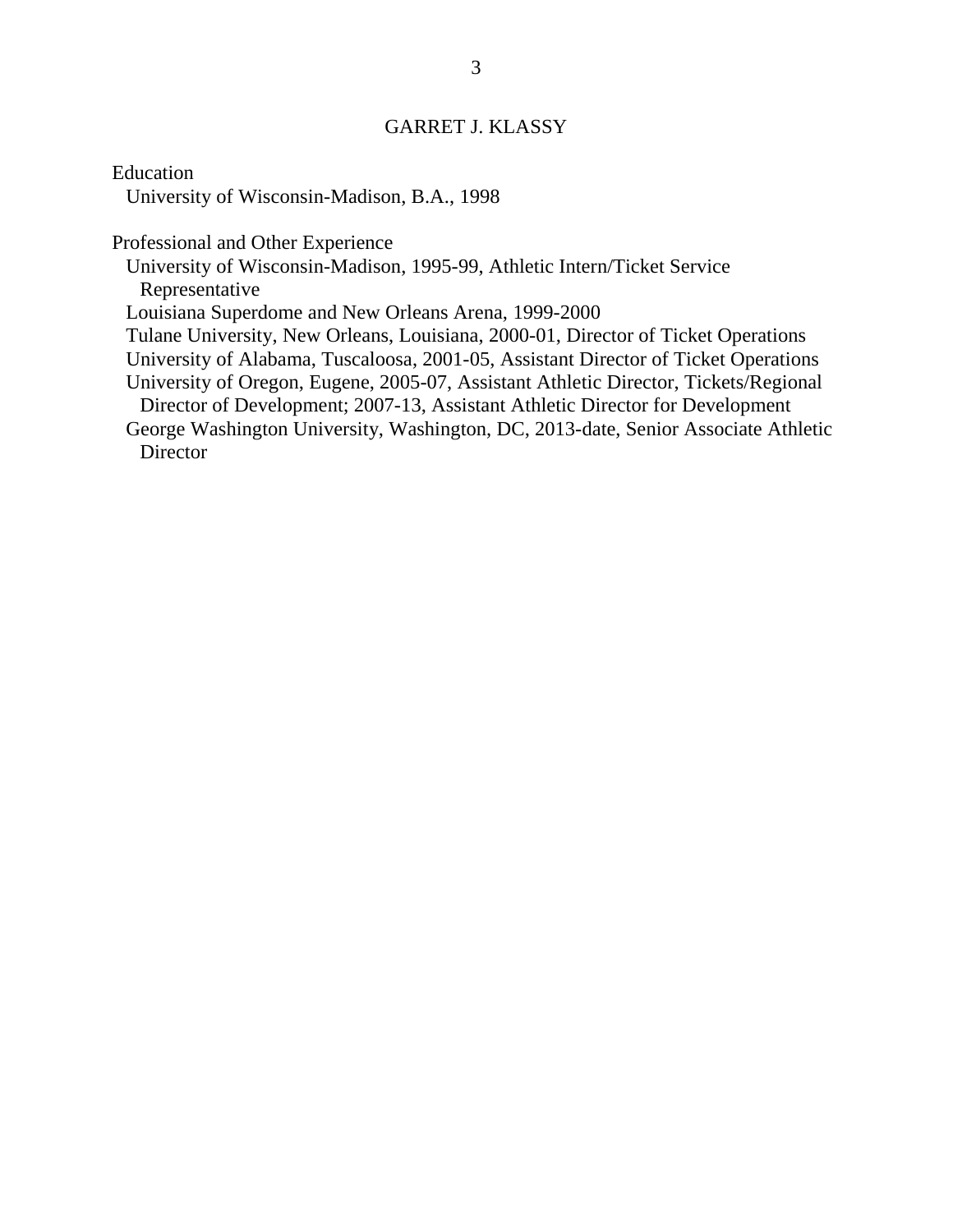# GARRET J. KLASSY

## Education

University of Wisconsin-Madison, B.A., 1998

## Professional and Other Experience

University of Wisconsin-Madison, 1995-99, Athletic Intern/Ticket Service Representative

Louisiana Superdome and New Orleans Arena, 1999-2000

Tulane University, New Orleans, Louisiana, 2000-01, Director of Ticket Operations

University of Alabama, Tuscaloosa, 2001-05, Assistant Director of Ticket Operations

University of Oregon, Eugene, 2005-07, Assistant Athletic Director, Tickets/Regional Director of Development; 2007-13, Assistant Athletic Director for Development

George Washington University, Washington, DC, 2013-date, Senior Associate Athletic Director